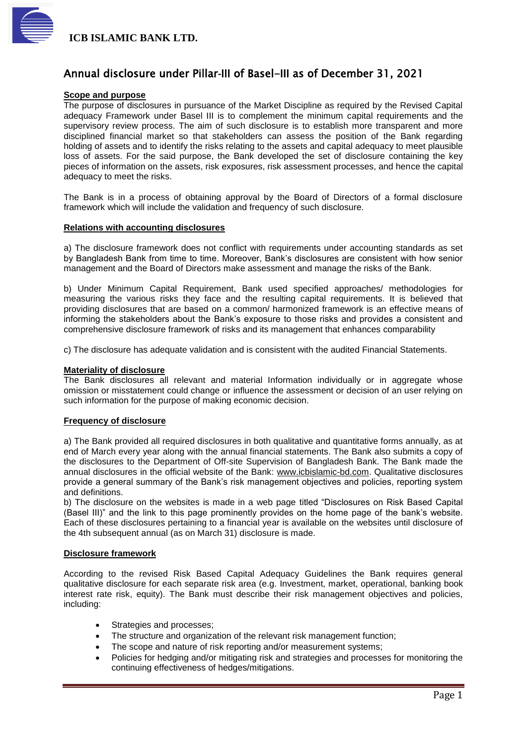**ICB ISLAMIC BANK LTD.**

# Annual disclosure under Pillar-III of Basel-III as of December 31, 2021

**Scope and purpose**

The purpose of disclosures in pursuance of the Market Discipline as required by the Revised Capital adequacy Framework under Basel III is to complement the minimum capital requirements and the supervisory review process. The aim of such disclosure is to establish more transparent and more disciplined financial market so that stakeholders can assess the position of the Bank regarding holding of assets and to identify the risks relating to the assets and capital adequacy to meet plausible loss of assets. For the said purpose, the Bank developed the set of disclosure containing the key pieces of information on the assets, risk exposures, risk assessment processes, and hence the capital adequacy to meet the risks.

The Bank is in a process of obtaining approval by the Board of Directors of a formal disclosure framework which will include the validation and frequency of such disclosure.

**Relations with accounting disclosures**

a) The disclosure framework does not conflict with requirements under accounting standards as set by Bangladesh Bank from time to time. Moreover, Bank's disclosures are consistent with how senior management and the Board of Directors make assessment and manage the risks of the Bank.

b) Under Minimum Capital Requirement, Bank used specified approaches/ methodologies for measuring the various risks they face and the resulting capital requirements. It is believed that providing disclosures that are based on a common/ harmonized framework is an effective means of informing the stakeholders about the Bank's exposure to those risks and provides a consistent and comprehensive disclosure framework of risks and its management that enhances comparability

c) The disclosure has adequate validation and is consistent with the audited Financial Statements.

**Materiality of disclosure**

The Bank disclosures all relevant and material Information individually or in aggregate whose omission or misstatement could change or influence the assessment or decision of an user relying on such information for the purpose of making economic decision.

**Frequency of disclosure**

a) The Bank provided all required disclosures in both qualitative and quantitative forms annually, as at end of March every year along with the annual financial statements. The Bank also submits a copy of the disclosures to the Department of Off-site Supervision of Bangladesh Bank. The Bank made the annual disclosures in the official website of the Bank: www.icbislamic-bd.com. Qualitative disclosures provide a general summary of the Bank's risk management objectives and policies, reporting system and definitions.

b) The disclosure on the websites is made in a web page titled "Disclosures on Risk Based Capital (Basel III)" and the link to this page prominently provides on the home page of the bank's website. Each of these disclosures pertaining to a financial year is available on the websites until disclosure of the 4th subsequent annual (as on March 31) disclosure is made.

**Disclosure framework**

According to the revised Risk Based Capital Adequacy Guidelines the Bank requires general qualitative disclosure for each separate risk area (e.g. Investment, market, operational, banking book interest rate risk, equity). The Bank must describe their risk management objectives and policies, including:

- Strategies and processes;
- The structure and organization of the relevant risk management function;
- The scope and nature of risk reporting and/or measurement systems;
- Policies for hedging and/or mitigating risk and strategies and processes for monitoring the continuing effectiveness of hedges/mitigations.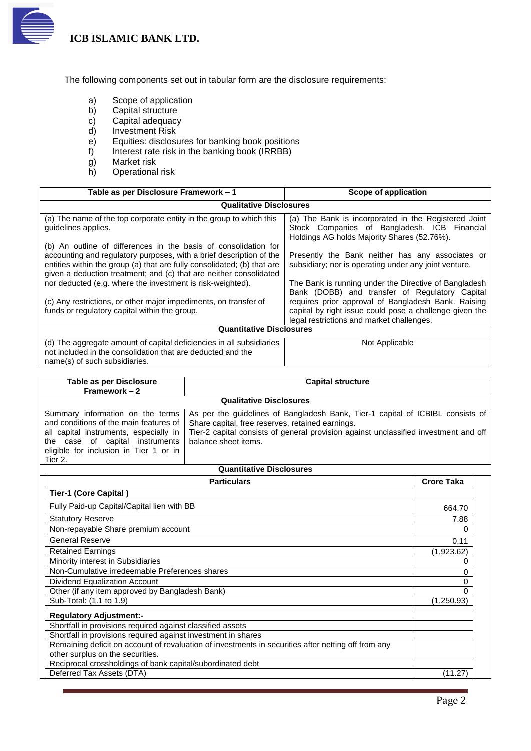The following components set out in tabular form are the disclosure requirements:

a) Scope of application
b) Capital structure
c) Capital adequacy
d) Investment Risk
e) Equities: disclosures for banking book positions
f) Interest rate risk in the banking book (IRRBB)
g) Market risk
h) Operational risk

| Table as per Disclosure Framework – 1 | Scope of application |
|---|---|
| **Qualitative Disclosures** | |
| (a) The name of the top corporate entity in the group to which this guidelines applies. | (a) The Bank is incorporated in the Registered Joint Stock Companies of Bangladesh. ICB Financial Holdings AG holds Majority Shares (52.76%). |
| (b) An outline of differences in the basis of consolidation for accounting and regulatory purposes, with a brief description of the entities within the group (a) that are fully consolidated; (b) that are given a deduction treatment; and (c) that are neither consolidated nor deducted (e.g. where the investment is risk-weighted). | Presently the Bank neither has any associates or subsidiary; nor is operating under any joint venture. |
| (c) Any restrictions, or other major impediments, on transfer of funds or regulatory capital within the group. | The Bank is running under the Directive of Bangladesh Bank (DOBB) and transfer of Regulatory Capital requires prior approval of Bangladesh Bank. Raising capital by right issue could pose a challenge given the legal restrictions and market challenges. |
| **Quantitative Disclosures** | |
| (d) The aggregate amount of capital deficiencies in all subsidiaries not included in the consolidation that are deducted and the name(s) of such subsidiaries. | Not Applicable |

| Table as per Disclosure Framework – 2 | Capital structure |
|---|---|
| **Qualitative Disclosures** | |
| Summary information on the terms and conditions of the main features of all capital instruments, especially in the case of capital instruments eligible for inclusion in Tier 1 or in Tier 2. | As per the guidelines of Bangladesh Bank, Tier-1 capital of ICBIBL consists of Share capital, free reserves, retained earnings. Tier-2 capital consists of general provision against unclassified investment and off balance sheet items. |

**Quantitative Disclosures**

| Particulars | Crore Taka |
|---|---|
| **Tier-1 (Core Capital )** | |
| Fully Paid-up Capital/Capital lien with BB | 664.70 |
| Statutory Reserve | 7.88 |
| Non-repayable Share premium account | 0 |
| General Reserve | 0.11 |
| Retained Earnings | (1,923.62) |
| Minority interest in Subsidiaries | 0 |
| Non-Cumulative irredeemable Preferences shares | 0 |
| Dividend Equalization Account | 0 |
| Other (if any item approved by Bangladesh Bank) | 0 |
| Sub-Total: (1.1 to 1.9) | (1,250.93) |
| **Regulatory Adjustment:-** | |
| Shortfall in provisions required against classified assets | |
| Shortfall in provisions required against investment in shares | |
| Remaining deficit on account of revaluation of investments in securities after netting off from any other surplus on the securities. | |
| Reciprocal crossholdings of bank capital/subordinated debt | |
| Deferred Tax Assets (DTA) | (11.27) |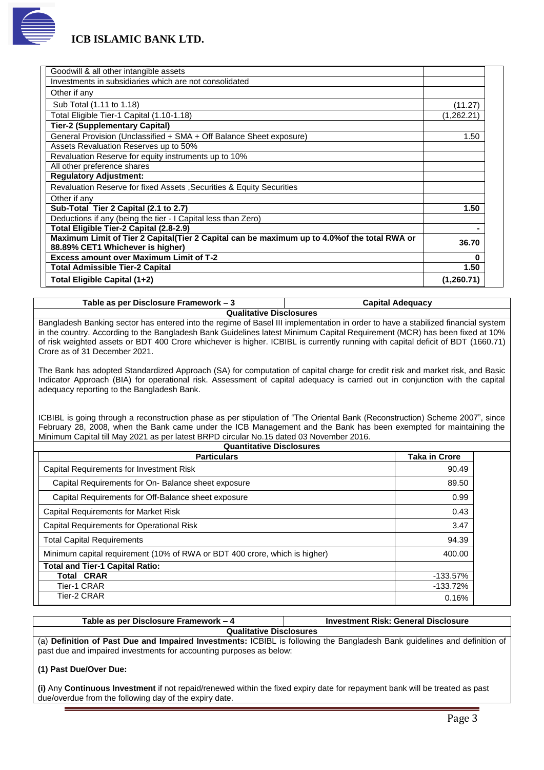| | |
|---|---|
| Goodwill & all other intangible assets | |
| Investments in subsidiaries which are not consolidated | |
| Other if any | |
| Sub Total (1.11 to 1.18) | (11.27) |
| Total Eligible Tier-1 Capital (1.10-1.18) | (1,262.21) |
| **Tier-2 (Supplementary Capital)** | |
| General Provision (Unclassified + SMA + Off Balance Sheet exposure) | 1.50 |
| Assets Revaluation Reserves up to 50% | |
| Revaluation Reserve for equity instruments up to 10% | |
| All other preference shares | |
| **Regulatory Adjustment:** | |
| Revaluation Reserve for fixed Assets ,Securities & Equity Securities | |
| Other if any | |
| **Sub-Total Tier 2 Capital (2.1 to 2.7)** | **1.50** |
| Deductions if any (being the tier - I Capital less than Zero) | |
| **Total Eligible Tier-2 Capital (2.8-2.9)** | **-** |
| **Maximum Limit of Tier 2 Capital(Tier 2 Capital can be maximum up to 4.0%of the total RWA or 88.89% CET1 Whichever is higher)** | **36.70** |
| **Excess amount over Maximum Limit of T-2** | **0** |
| **Total Admissible Tier-2 Capital** | **1.50** |
| **Total Eligible Capital (1+2)** | **(1,260.71)** |

| **Table as per Disclosure Framework – 3** | **Capital Adequacy** |
|---|---|

**Qualitative Disclosures**

Bangladesh Banking sector has entered into the regime of Basel III implementation in order to have a stabilized financial system in the country. According to the Bangladesh Bank Guidelines latest Minimum Capital Requirement (MCR) has been fixed at 10% of risk weighted assets or BDT 400 Crore whichever is higher. ICBIBL is currently running with capital deficit of BDT (1660.71) Crore as of 31 December 2021.

The Bank has adopted Standardized Approach (SA) for computation of capital charge for credit risk and market risk, and Basic Indicator Approach (BIA) for operational risk. Assessment of capital adequacy is carried out in conjunction with the capital adequacy reporting to the Bangladesh Bank.

ICBIBL is going through a reconstruction phase as per stipulation of "The Oriental Bank (Reconstruction) Scheme 2007", since February 28, 2008, when the Bank came under the ICB Management and the Bank has been exempted for maintaining the Minimum Capital till May 2021 as per latest BRPD circular No.15 dated 03 November 2016.

**Quantitative Disclosures**

| **Particulars** | **Taka in Crore** |
|---|---|
| Capital Requirements for Investment Risk | 90.49 |
| Capital Requirements for On- Balance sheet exposure | 89.50 |
| Capital Requirements for Off-Balance sheet exposure | 0.99 |
| Capital Requirements for Market Risk | 0.43 |
| Capital Requirements for Operational Risk | 3.47 |
| Total Capital Requirements | 94.39 |
| Minimum capital requirement (10% of RWA or BDT 400 crore, which is higher) | 400.00 |
| **Total and Tier-1 Capital Ratio:** | |
| **Total CRAR** | -133.57% |
| Tier-1 CRAR | -133.72% |
| Tier-2 CRAR | 0.16% |

| **Table as per Disclosure Framework – 4** | **Investment Risk: General Disclosure** |
|---|---|

**Qualitative Disclosures**

(a) **Definition of Past Due and Impaired Investments:** ICBIBL is following the Bangladesh Bank guidelines and definition of past due and impaired investments for accounting purposes as below:

**(1) Past Due/Over Due:**

**(i)** Any **Continuous Investment** if not repaid/renewed within the fixed expiry date for repayment bank will be treated as past due/overdue from the following day of the expiry date.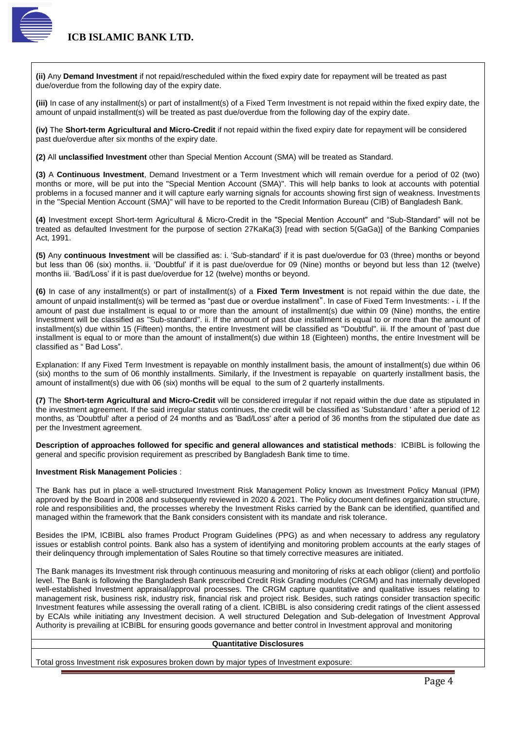**(ii)** Any **Demand Investment** if not repaid/rescheduled within the fixed expiry date for repayment will be treated as past due/overdue from the following day of the expiry date.

**(iii)** In case of any installment(s) or part of installment(s) of a Fixed Term Investment is not repaid within the fixed expiry date, the amount of unpaid installment(s) will be treated as past due/overdue from the following day of the expiry date.

**(iv)** The **Short-term Agricultural and Micro-Credit** if not repaid within the fixed expiry date for repayment will be considered past due/overdue after six months of the expiry date.

**(2)** All **unclassified Investment** other than Special Mention Account (SMA) will be treated as Standard.

**(3)** A **Continuous Investment**, Demand Investment or a Term Investment which will remain overdue for a period of 02 (two) months or more, will be put into the "Special Mention Account (SMA)". This will help banks to look at accounts with potential problems in a focused manner and it will capture early warning signals for accounts showing first sign of weakness. Investments in the "Special Mention Account (SMA)" will have to be reported to the Credit Information Bureau (CIB) of Bangladesh Bank.

**(4)** Investment except Short-term Agricultural & Micro-Credit in the "Special Mention Account" and "Sub-Standard" will not be treated as defaulted Investment for the purpose of section 27KaKa(3) [read with section 5(GaGa)] of the Banking Companies Act, 1991.

**(5)** Any **continuous Investment** will be classified as: i. 'Sub-standard' if it is past due/overdue for 03 (three) months or beyond but less than 06 (six) months. ii. 'Doubtful' if it is past due/overdue for 09 (Nine) months or beyond but less than 12 (twelve) months iii. 'Bad/Loss' if it is past due/overdue for 12 (twelve) months or beyond.

**(6)** In case of any installment(s) or part of installment(s) of a **Fixed Term Investment** is not repaid within the due date, the amount of unpaid installment(s) will be termed as "past due or overdue installment". In case of Fixed Term Investments: - i. If the amount of past due installment is equal to or more than the amount of installment(s) due within 09 (Nine) months, the entire Investment will be classified as "Sub-standard". ii. If the amount of past due installment is equal to or more than the amount of installment(s) due within 15 (Fifteen) months, the entire Investment will be classified as "Doubtful". iii. If the amount of 'past due installment is equal to or more than the amount of installment(s) due within 18 (Eighteen) months, the entire Investment will be classified as " Bad Loss".

Explanation: If any Fixed Term Investment is repayable on monthly installment basis, the amount of installment(s) due within 06 (six) months to the sum of 06 monthly installments. Similarly, if the Investment is repayable on quarterly installment basis, the amount of installment(s) due with 06 (six) months will be equal to the sum of 2 quarterly installments.

**(7)** The **Short-term Agricultural and Micro-Credit** will be considered irregular if not repaid within the due date as stipulated in the investment agreement. If the said irregular status continues, the credit will be classified as 'Substandard ' after a period of 12 months, as 'Doubtful' after a period of 24 months and as 'Bad/Loss' after a period of 36 months from the stipulated due date as per the Investment agreement.

**Description of approaches followed for specific and general allowances and statistical methods**: ICBIBL is following the general and specific provision requirement as prescribed by Bangladesh Bank time to time.

**Investment Risk Management Policies** :

The Bank has put in place a well-structured Investment Risk Management Policy known as Investment Policy Manual (IPM) approved by the Board in 2008 and subsequently reviewed in 2020 & 2021. The Policy document defines organization structure, role and responsibilities and, the processes whereby the Investment Risks carried by the Bank can be identified, quantified and managed within the framework that the Bank considers consistent with its mandate and risk tolerance.

Besides the IPM, ICBIBL also frames Product Program Guidelines (PPG) as and when necessary to address any regulatory issues or establish control points. Bank also has a system of identifying and monitoring problem accounts at the early stages of their delinquency through implementation of Sales Routine so that timely corrective measures are initiated.

The Bank manages its Investment risk through continuous measuring and monitoring of risks at each obligor (client) and portfolio level. The Bank is following the Bangladesh Bank prescribed Credit Risk Grading modules (CRGM) and has internally developed well-established Investment appraisal/approval processes. The CRGM capture quantitative and qualitative issues relating to management risk, business risk, industry risk, financial risk and project risk. Besides, such ratings consider transaction specific Investment features while assessing the overall rating of a client. ICBIBL is also considering credit ratings of the client assessed by ECAIs while initiating any Investment decision. A well structured Delegation and Sub-delegation of Investment Approval Authority is prevailing at ICBIBL for ensuring goods governance and better control in Investment approval and monitoring

**Quantitative Disclosures**

Total gross Investment risk exposures broken down by major types of Investment exposure: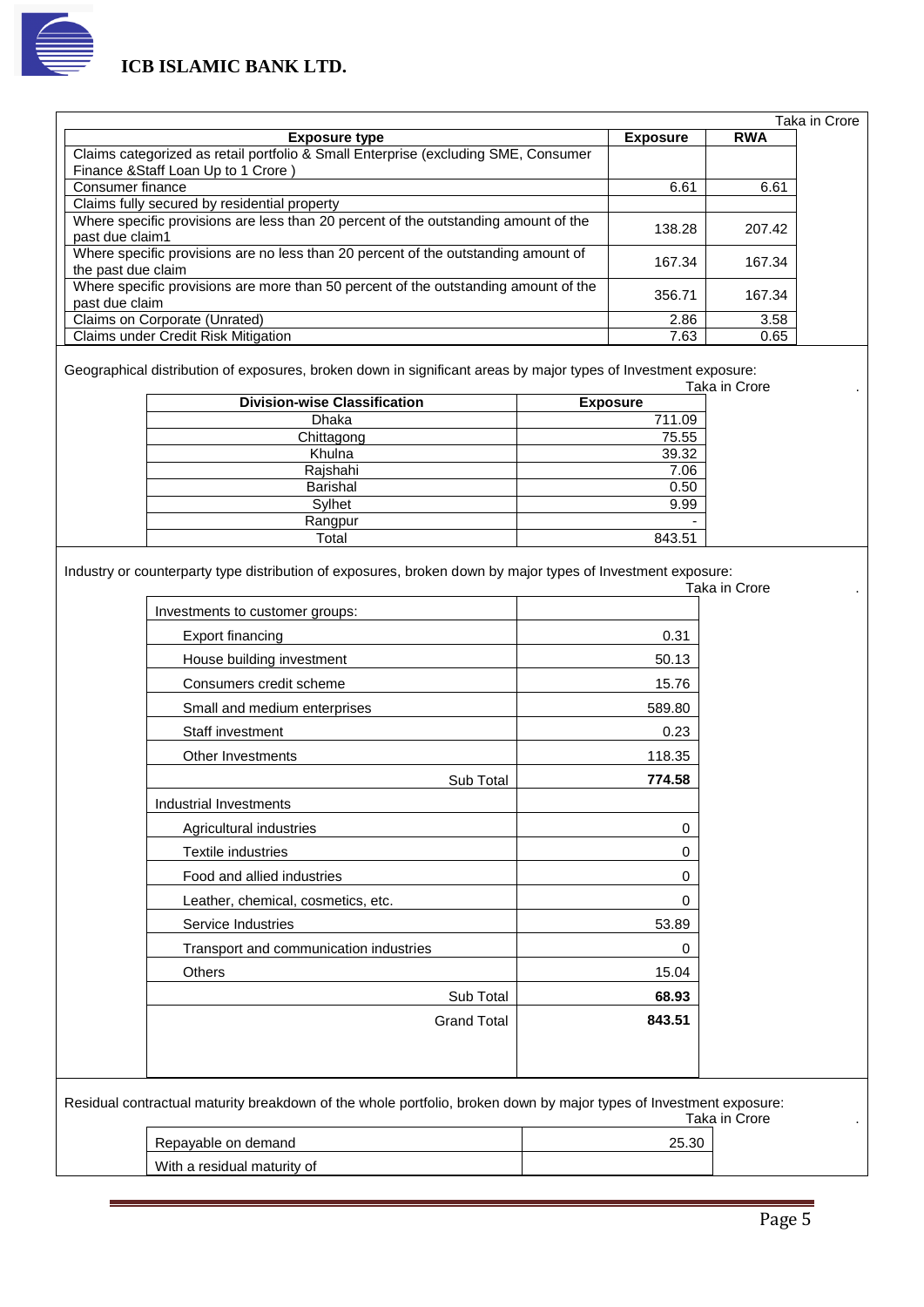Taka in Crore

| Exposure type | Exposure | RWA |
|---|---|---|
| Claims categorized as retail portfolio & Small Enterprise (excluding SME, Consumer Finance &Staff Loan Up to 1 Crore ) | | |
| Consumer finance | 6.61 | 6.61 |
| Claims fully secured by residential property | | |
| Where specific provisions are less than 20 percent of the outstanding amount of the past due claim1 | 138.28 | 207.42 |
| Where specific provisions are no less than 20 percent of the outstanding amount of the past due claim | 167.34 | 167.34 |
| Where specific provisions are more than 50 percent of the outstanding amount of the past due claim | 356.71 | 167.34 |
| Claims on Corporate (Unrated) | 2.86 | 3.58 |
| Claims under Credit Risk Mitigation | 7.63 | 0.65 |

Geographical distribution of exposures, broken down in significant areas by major types of Investment exposure:

Taka in Crore

| Division-wise Classification | Exposure |
|---|---|
| Dhaka | 711.09 |
| Chittagong | 75.55 |
| Khulna | 39.32 |
| Rajshahi | 7.06 |
| Barishal | 0.50 |
| Sylhet | 9.99 |
| Rangpur | - |
| Total | 843.51 |

Industry or counterparty type distribution of exposures, broken down by major types of Investment exposure:

Taka in Crore

| | |
|---|---|
| Investments to customer groups: | |
| Export financing | 0.31 |
| House building investment | 50.13 |
| Consumers credit scheme | 15.76 |
| Small and medium enterprises | 589.80 |
| Staff investment | 0.23 |
| Other Investments | 118.35 |
| Sub Total | **774.58** |
| Industrial Investments | |
| Agricultural industries | 0 |
| Textile industries | 0 |
| Food and allied industries | 0 |
| Leather, chemical, cosmetics, etc. | 0 |
| Service Industries | 53.89 |
| Transport and communication industries | 0 |
| Others | 15.04 |
| Sub Total | **68.93** |
| Grand Total | **843.51** |

Residual contractual maturity breakdown of the whole portfolio, broken down by major types of Investment exposure:

Taka in Crore

| | |
|---|---|
| Repayable on demand | 25.30 |
| With a residual maturity of | |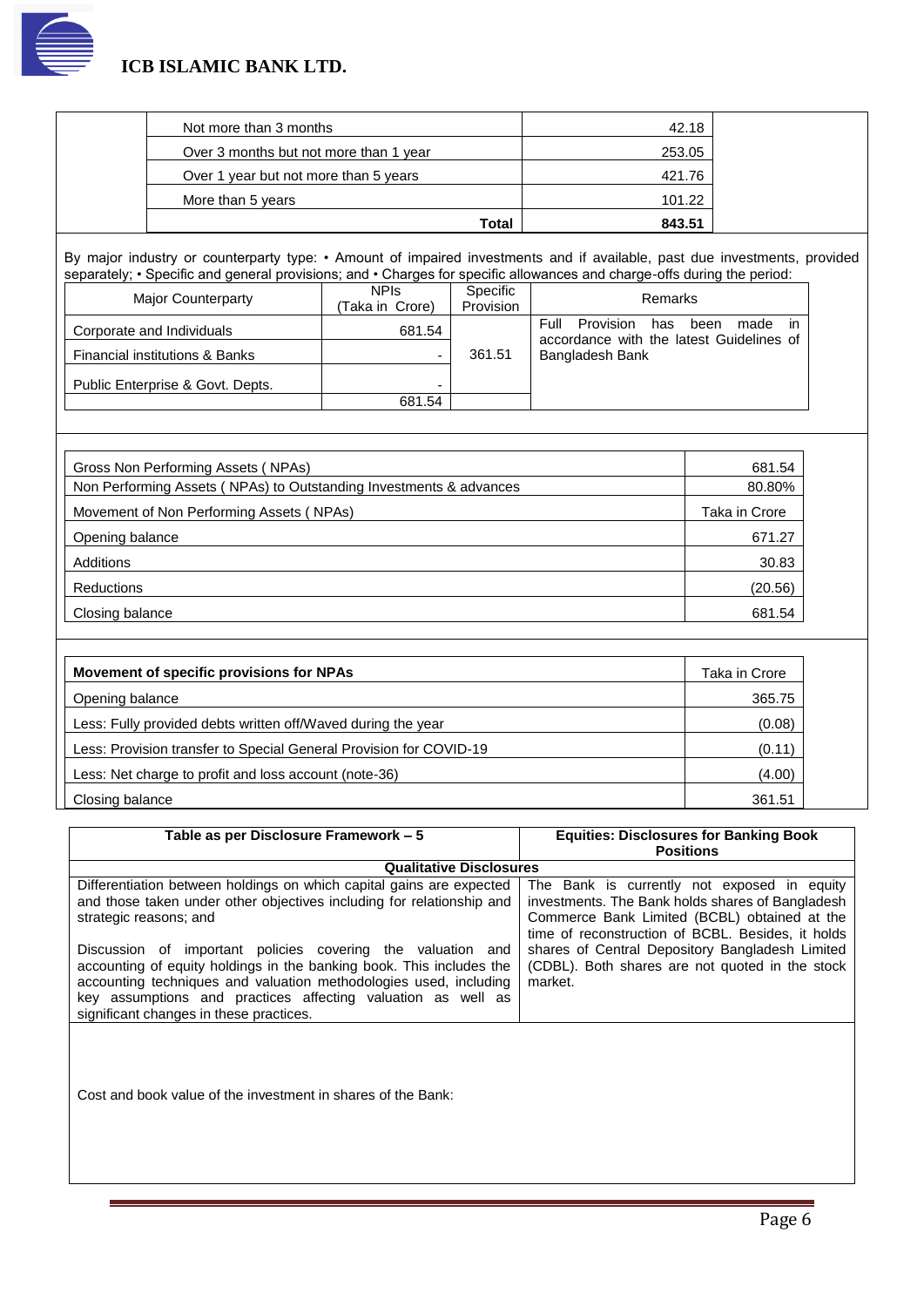| | |
|---|---|
| Not more than 3 months | 42.18 |
| Over 3 months but not more than 1 year | 253.05 |
| Over 1 year but not more than 5 years | 421.76 |
| More than 5 years | 101.22 |
| **Total** | **843.51** |

By major industry or counterparty type: • Amount of impaired investments and if available, past due investments, provided separately; • Specific and general provisions; and • Charges for specific allowances and charge-offs during the period:

| Major Counterparty | NPIs (Taka in Crore) | Specific Provision | Remarks |
|---|---|---|---|
| Corporate and Individuals | 681.54 | 361.51 | Full Provision has been made in accordance with the latest Guidelines of Bangladesh Bank |
| Financial institutions & Banks | - | | |
| Public Enterprise & Govt. Depts. | - | | |
| | 681.54 | | |

| | |
|---|---|
| Gross Non Performing Assets ( NPAs) | 681.54 |
| Non Performing Assets ( NPAs) to Outstanding Investments & advances | 80.80% |
| Movement of Non Performing Assets ( NPAs) | Taka in Crore |
| Opening balance | 671.27 |
| Additions | 30.83 |
| Reductions | (20.56) |
| Closing balance | 681.54 |

| **Movement of specific provisions for NPAs** | Taka in Crore |
|---|---|
| Opening balance | 365.75 |
| Less: Fully provided debts written off/Waved during the year | (0.08) |
| Less: Provision transfer to Special General Provision for COVID-19 | (0.11) |
| Less: Net charge to profit and loss account (note-36) | (4.00) |
| Closing balance | 361.51 |

| **Table as per Disclosure Framework – 5** | **Equities: Disclosures for Banking Book Positions** |
|---|---|
| **Qualitative Disclosures** | |
| Differentiation between holdings on which capital gains are expected and those taken under other objectives including for relationship and strategic reasons; and<br><br>Discussion of important policies covering the valuation and accounting of equity holdings in the banking book. This includes the accounting techniques and valuation methodologies used, including key assumptions and practices affecting valuation as well as significant changes in these practices. | The Bank is currently not exposed in equity investments. The Bank holds shares of Bangladesh Commerce Bank Limited (BCBL) obtained at the time of reconstruction of BCBL. Besides, it holds shares of Central Depository Bangladesh Limited (CDBL). Both shares are not quoted in the stock market. |

Cost and book value of the investment in shares of the Bank: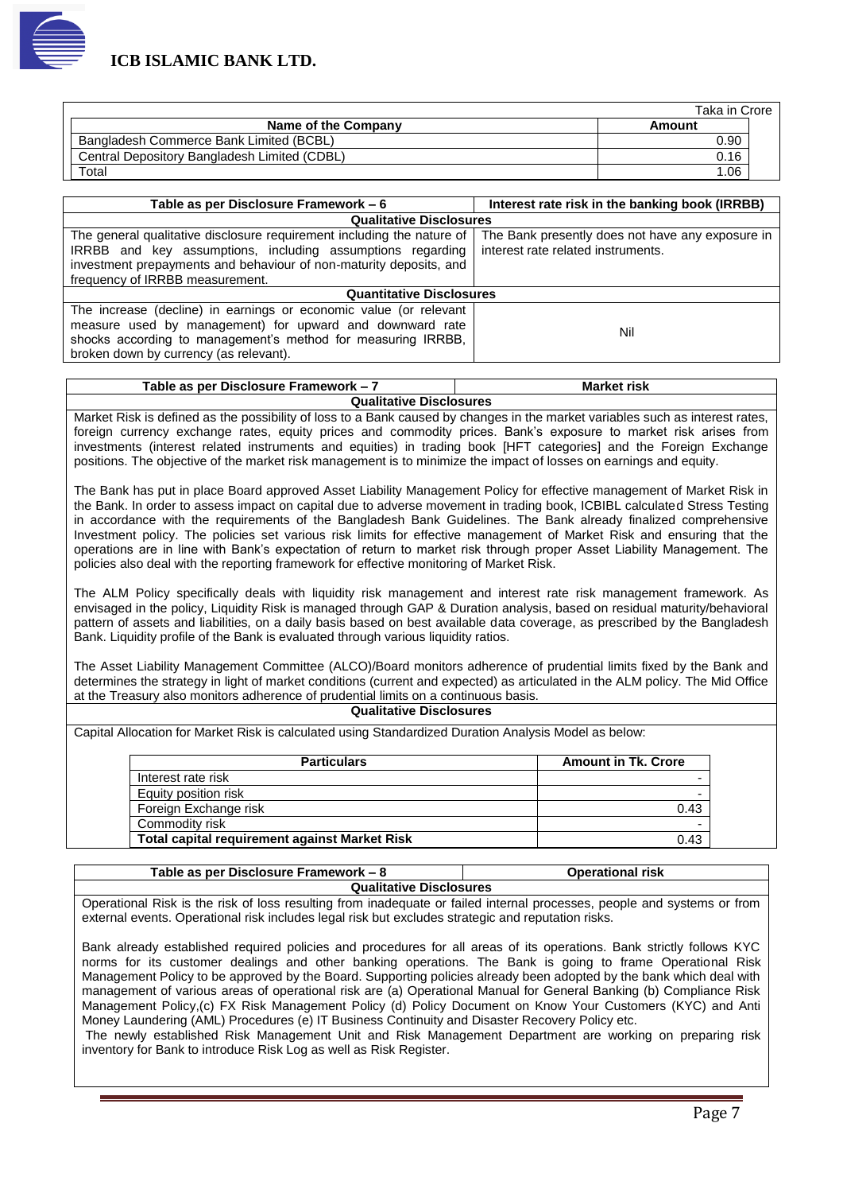Taka in Crore

| Name of the Company | Amount |
|---|---|
| Bangladesh Commerce Bank Limited (BCBL) | 0.90 |
| Central Depository Bangladesh Limited (CDBL) | 0.16 |
| Total | 1.06 |

| Table as per Disclosure Framework – 6 | Interest rate risk in the banking book (IRRBB) |
|---|---|
| **Qualitative Disclosures** | |
| The general qualitative disclosure requirement including the nature of IRRBB and key assumptions, including assumptions regarding investment prepayments and behaviour of non-maturity deposits, and frequency of IRRBB measurement. | The Bank presently does not have any exposure in interest rate related instruments. |
| **Quantitative Disclosures** | |
| The increase (decline) in earnings or economic value (or relevant measure used by management) for upward and downward rate shocks according to management's method for measuring IRRBB, broken down by currency (as relevant). | Nil |

| Table as per Disclosure Framework – 7 | Market risk |
|---|---|

**Qualitative Disclosures**

Market Risk is defined as the possibility of loss to a Bank caused by changes in the market variables such as interest rates, foreign currency exchange rates, equity prices and commodity prices. Bank's exposure to market risk arises from investments (interest related instruments and equities) in trading book [HFT categories] and the Foreign Exchange positions. The objective of the market risk management is to minimize the impact of losses on earnings and equity.

The Bank has put in place Board approved Asset Liability Management Policy for effective management of Market Risk in the Bank. In order to assess impact on capital due to adverse movement in trading book, ICBIBL calculated Stress Testing in accordance with the requirements of the Bangladesh Bank Guidelines. The Bank already finalized comprehensive Investment policy. The policies set various risk limits for effective management of Market Risk and ensuring that the operations are in line with Bank's expectation of return to market risk through proper Asset Liability Management. The policies also deal with the reporting framework for effective monitoring of Market Risk.

The ALM Policy specifically deals with liquidity risk management and interest rate risk management framework. As envisaged in the policy, Liquidity Risk is managed through GAP & Duration analysis, based on residual maturity/behavioral pattern of assets and liabilities, on a daily basis based on best available data coverage, as prescribed by the Bangladesh Bank. Liquidity profile of the Bank is evaluated through various liquidity ratios.

The Asset Liability Management Committee (ALCO)/Board monitors adherence of prudential limits fixed by the Bank and determines the strategy in light of market conditions (current and expected) as articulated in the ALM policy. The Mid Office at the Treasury also monitors adherence of prudential limits on a continuous basis.

**Qualitative Disclosures**

Capital Allocation for Market Risk is calculated using Standardized Duration Analysis Model as below:

| Particulars | Amount in Tk. Crore |
|---|---|
| Interest rate risk | - |
| Equity position risk | - |
| Foreign Exchange risk | 0.43 |
| Commodity risk | - |
| **Total capital requirement against Market Risk** | 0.43 |

| Table as per Disclosure Framework – 8 | Operational risk |
|---|---|

**Qualitative Disclosures**

Operational Risk is the risk of loss resulting from inadequate or failed internal processes, people and systems or from external events. Operational risk includes legal risk but excludes strategic and reputation risks.

Bank already established required policies and procedures for all areas of its operations. Bank strictly follows KYC norms for its customer dealings and other banking operations. The Bank is going to frame Operational Risk Management Policy to be approved by the Board. Supporting policies already been adopted by the bank which deal with management of various areas of operational risk are (a) Operational Manual for General Banking (b) Compliance Risk Management Policy,(c) FX Risk Management Policy (d) Policy Document on Know Your Customers (KYC) and Anti Money Laundering (AML) Procedures (e) IT Business Continuity and Disaster Recovery Policy etc.

The newly established Risk Management Unit and Risk Management Department are working on preparing risk inventory for Bank to introduce Risk Log as well as Risk Register.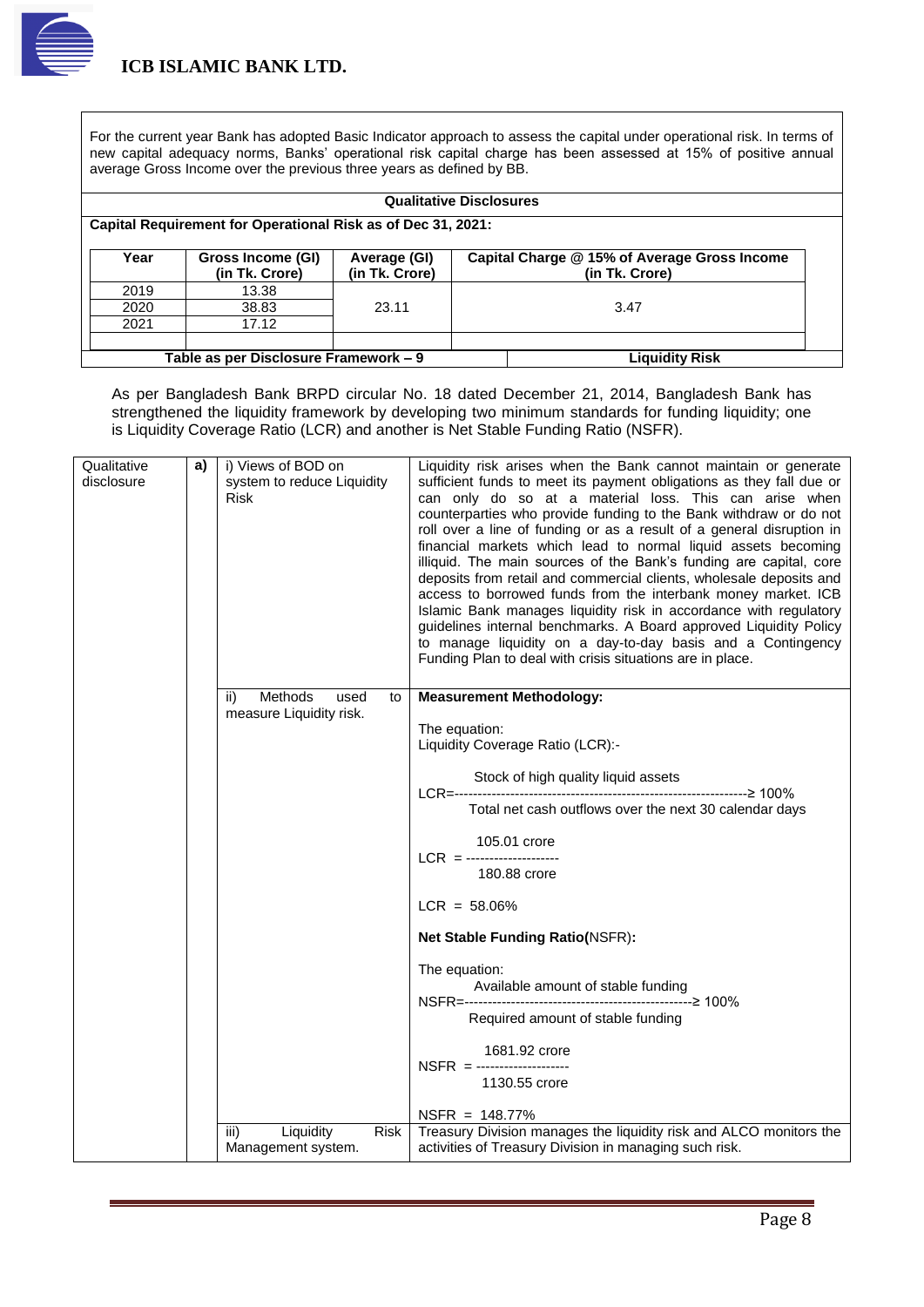For the current year Bank has adopted Basic Indicator approach to assess the capital under operational risk. In terms of new capital adequacy norms, Banks' operational risk capital charge has been assessed at 15% of positive annual average Gross Income over the previous three years as defined by BB.

**Qualitative Disclosures**

**Capital Requirement for Operational Risk as of Dec 31, 2021:**

| Year | Gross Income (GI) (in Tk. Crore) | Average (GI) (in Tk. Crore) | Capital Charge @ 15% of Average Gross Income (in Tk. Crore) |
|---|---|---|---|
| 2019 | 13.38 | 23.11 | 3.47 |
| 2020 | 38.83 | | |
| 2021 | 17.12 | | |

| Table as per Disclosure Framework – 9 | Liquidity Risk |
|---|---|

As per Bangladesh Bank BRPD circular No. 18 dated December 21, 2014, Bangladesh Bank has strengthened the liquidity framework by developing two minimum standards for funding liquidity; one is Liquidity Coverage Ratio (LCR) and another is Net Stable Funding Ratio (NSFR).

| | | | |
|---|---|---|---|
| Qualitative disclosure | a) | i) Views of BOD on system to reduce Liquidity Risk | Liquidity risk arises when the Bank cannot maintain or generate sufficient funds to meet its payment obligations as they fall due or can only do so at a material loss. This can arise when counterparties who provide funding to the Bank withdraw or do not roll over a line of funding or as a result of a general disruption in financial markets which lead to normal liquid assets becoming illiquid. The main sources of the Bank's funding are capital, core deposits from retail and commercial clients, wholesale deposits and access to borrowed funds from the interbank money market. ICB Islamic Bank manages liquidity risk in accordance with regulatory guidelines internal benchmarks. A Board approved Liquidity Policy to manage liquidity on a day-to-day basis and a Contingency Funding Plan to deal with crisis situations are in place. |
| | | ii) Methods used to measure Liquidity risk. | **Measurement Methodology:** The equation: Liquidity Coverage Ratio (LCR):- $LCR = \frac{\text{Stock of high quality liquid assets}}{\text{Total net cash outflows over the next 30 calendar days}} \geq 100\%$ $LCR = \frac{105.01 \text{ crore}}{180.88 \text{ crore}}$ LCR = 58.06% **Net Stable Funding Ratio**(NSFR)**:** The equation: $NSFR = \frac{\text{Available amount of stable funding}}{\text{Required amount of stable funding}} \geq 100\%$ $NSFR = \frac{1681.92 \text{ crore}}{1130.55 \text{ crore}}$ NSFR = 148.77% |
| | | iii) Liquidity Risk Management system. | Treasury Division manages the liquidity risk and ALCO monitors the activities of Treasury Division in managing such risk. |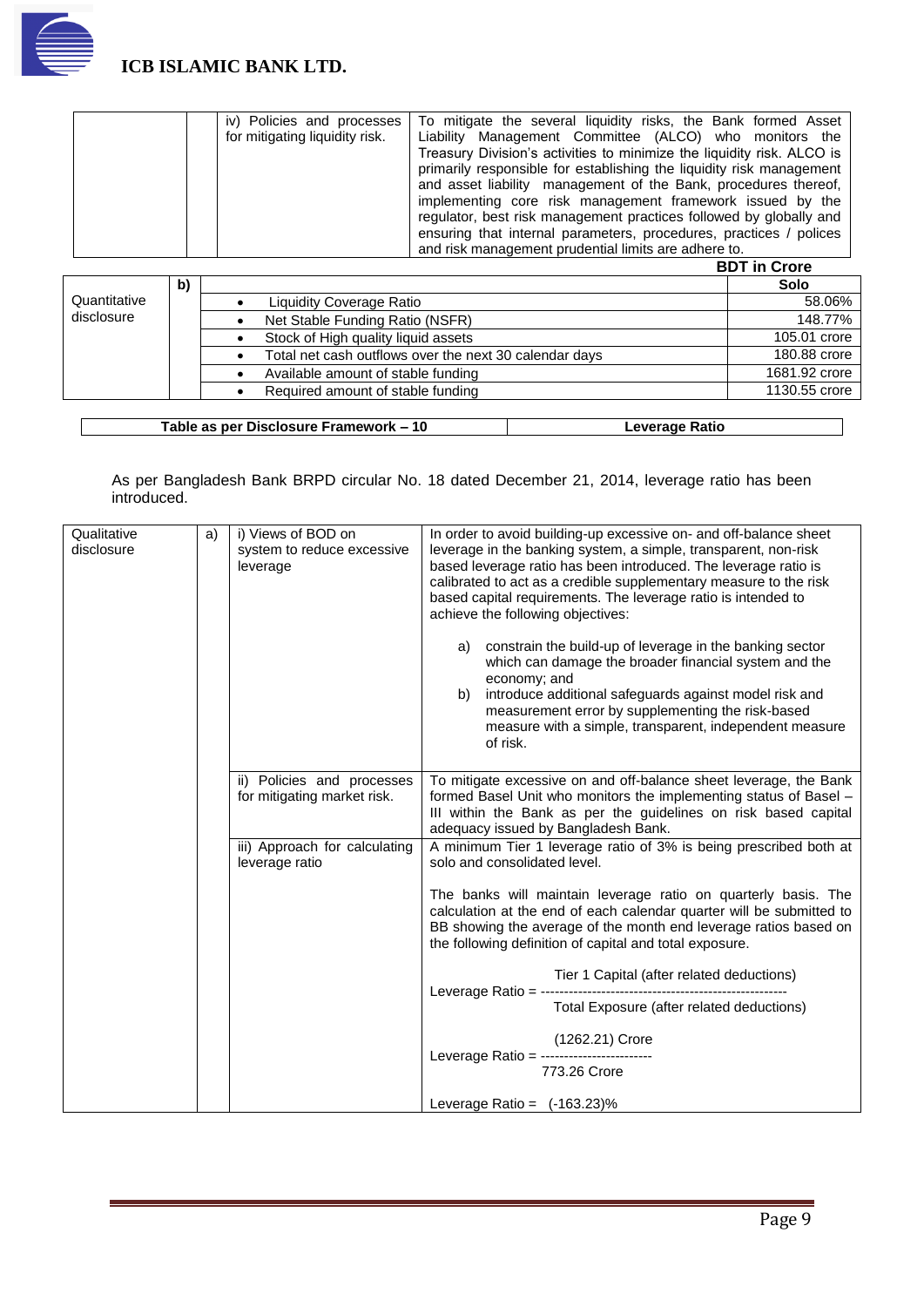| | | iv) Policies and processes for mitigating liquidity risk. | To mitigate the several liquidity risks, the Bank formed Asset Liability Management Committee (ALCO) who monitors the Treasury Division's activities to minimize the liquidity risk. ALCO is primarily responsible for establishing the liquidity risk management and asset liability management of the Bank, procedures thereof, implementing core risk management framework issued by the regulator, best risk management practices followed by globally and ensuring that internal parameters, procedures, practices / polices and risk management prudential limits are adhere to. |
|---|---|---|---|

**BDT in Crore**

| | | | Solo |
|---|---|---|---|
| Quantitative disclosure | b) | • Liquidity Coverage Ratio | 58.06% |
| | | • Net Stable Funding Ratio (NSFR) | 148.77% |
| | | • Stock of High quality liquid assets | 105.01 crore |
| | | • Total net cash outflows over the next 30 calendar days | 180.88 crore |
| | | • Available amount of stable funding | 1681.92 crore |
| | | • Required amount of stable funding | 1130.55 crore |

| Table as per Disclosure Framework – 10 | Leverage Ratio |
|---|---|

As per Bangladesh Bank BRPD circular No. 18 dated December 21, 2014, leverage ratio has been introduced.

| Qualitative disclosure | a) | i) Views of BOD on system to reduce excessive leverage | In order to avoid building-up excessive on- and off-balance sheet leverage in the banking system, a simple, transparent, non-risk based leverage ratio has been introduced. The leverage ratio is calibrated to act as a credible supplementary measure to the risk based capital requirements. The leverage ratio is intended to achieve the following objectives:<br><br>a) constrain the build-up of leverage in the banking sector which can damage the broader financial system and the economy; and<br>b) introduce additional safeguards against model risk and measurement error by supplementing the risk-based measure with a simple, transparent, independent measure of risk. |
|---|---|---|---|
| | | ii) Policies and processes for mitigating market risk. | To mitigate excessive on and off-balance sheet leverage, the Bank formed Basel Unit who monitors the implementing status of Basel – III within the Bank as per the guidelines on risk based capital adequacy issued by Bangladesh Bank. |
| | | iii) Approach for calculating leverage ratio | A minimum Tier 1 leverage ratio of 3% is being prescribed both at solo and consolidated level.<br><br>The banks will maintain leverage ratio on quarterly basis. The calculation at the end of each calendar quarter will be submitted to BB showing the average of the month end leverage ratios based on the following definition of capital and total exposure.<br><br>$\text{Leverage Ratio} = \dfrac{\text{Tier 1 Capital (after related deductions)}}{\text{Total Exposure (after related deductions)}}$<br><br>$\text{Leverage Ratio} = \dfrac{(1262.21)\ \text{Crore}}{773.26\ \text{Crore}}$<br><br>Leverage Ratio = (-163.23)% |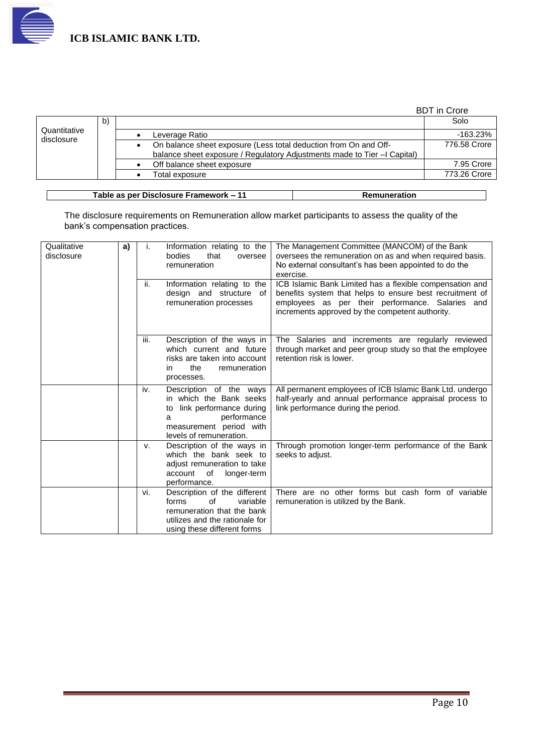BDT in Crore

| Quantitative disclosure | b) | | Solo |
|---|---|---|---|
| | | • Leverage Ratio | -163.23% |
| | | • On balance sheet exposure (Less total deduction from On and Off-balance sheet exposure / Regulatory Adjustments made to Tier –I Capital) | 776.58 Crore |
| | | • Off balance sheet exposure | 7.95 Crore |
| | | • Total exposure | 773.26 Crore |

| Table as per Disclosure Framework – 11 | Remuneration |
|---|---|

The disclosure requirements on Remuneration allow market participants to assess the quality of the bank's compensation practices.

| Qualitative disclosure | a) | i. | Information relating to the bodies that oversee remuneration | The Management Committee (MANCOM) of the Bank oversees the remuneration on as and when required basis. No external consultant's has been appointed to do the exercise. |
|---|---|---|---|---|
| | | ii. | Information relating to the design and structure of remuneration processes | ICB Islamic Bank Limited has a flexible compensation and benefits system that helps to ensure best recruitment of employees as per their performance. Salaries and increments approved by the competent authority. |
| | | iii. | Description of the ways in which current and future risks are taken into account in the remuneration processes. | The Salaries and increments are regularly reviewed through market and peer group study so that the employee retention risk is lower. |
| | | iv. | Description of the ways in which the Bank seeks to link performance during a performance measurement period with levels of remuneration. | All permanent employees of ICB Islamic Bank Ltd. undergo half-yearly and annual performance appraisal process to link performance during the period. |
| | | v. | Description of the ways in which the bank seek to adjust remuneration to take account of longer-term performance. | Through promotion longer-term performance of the Bank seeks to adjust. |
| | | vi. | Description of the different forms of variable remuneration that the bank utilizes and the rationale for using these different forms | There are no other forms but cash form of variable remuneration is utilized by the Bank. |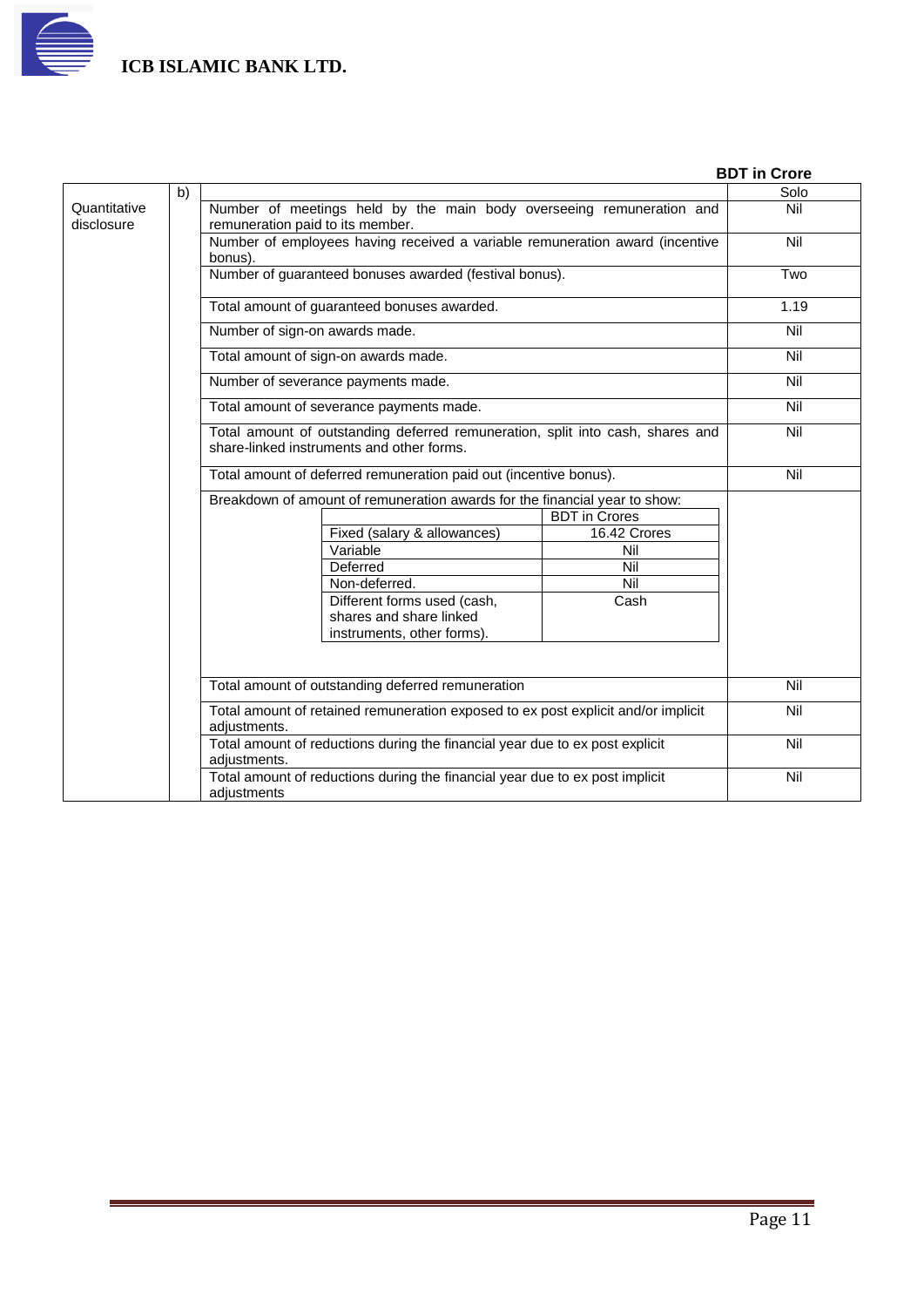**ICB ISLAMIC BANK LTD.**

**BDT in Crore**

| | | | Solo |
|---|---|---|---|
| Quantitative disclosure | b) | Number of meetings held by the main body overseeing remuneration and remuneration paid to its member. | Nil |
| | | Number of employees having received a variable remuneration award (incentive bonus). | Nil |
| | | Number of guaranteed bonuses awarded (festival bonus). | Two |
| | | Total amount of guaranteed bonuses awarded. | 1.19 |
| | | Number of sign-on awards made. | Nil |
| | | Total amount of sign-on awards made. | Nil |
| | | Number of severance payments made. | Nil |
| | | Total amount of severance payments made. | Nil |
| | | Total amount of outstanding deferred remuneration, split into cash, shares and share-linked instruments and other forms. | Nil |
| | | Total amount of deferred remuneration paid out (incentive bonus). | Nil |
| | | Breakdown of amount of remuneration awards for the financial year to show: (see table below) | |
| | | Total amount of outstanding deferred remuneration | Nil |
| | | Total amount of retained remuneration exposed to ex post explicit and/or implicit adjustments. | Nil |
| | | Total amount of reductions during the financial year due to ex post explicit adjustments. | Nil |
| | | Total amount of reductions during the financial year due to ex post implicit adjustments | Nil |

Breakdown of amount of remuneration awards for the financial year to show:

| | BDT in Crores |
|---|---|
| Fixed (salary & allowances) | 16.42 Crores |
| Variable | Nil |
| Deferred | Nil |
| Non-deferred. | Nil |
| Different forms used (cash, shares and share linked instruments, other forms). | Cash |